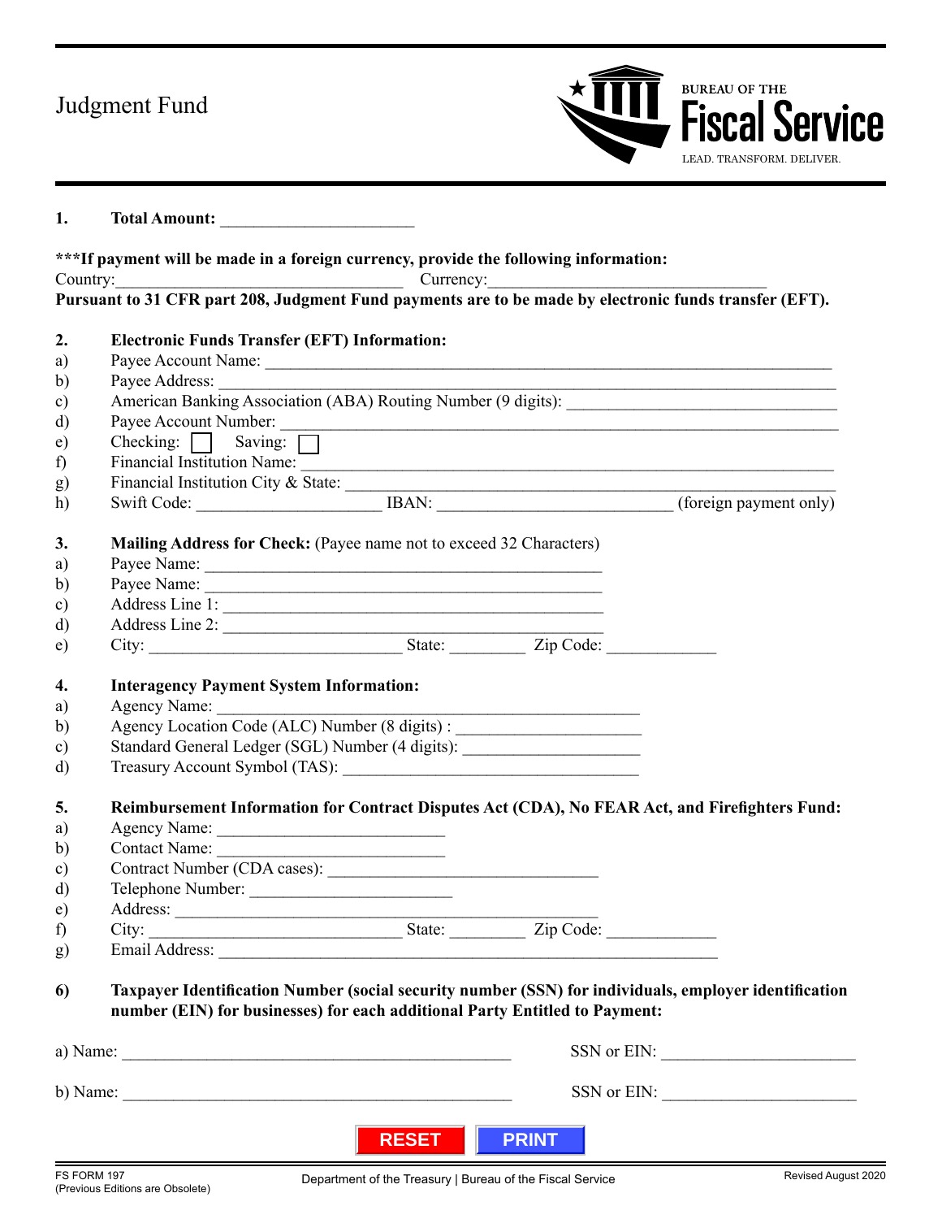# Judgment Fund

BUREAU OF THE **Fiscal Service**
LEAD. TRANSFORM. DELIVER.

**1. Total Amount:** _______________________

**\*\*\*If payment will be made in a foreign currency, provide the following information:**

Country:__________________________________ Currency:_________________________________

**Pursuant to 31 CFR part 208, Judgment Fund payments are to be made by electronic funds transfer (EFT).**

**2. Electronic Funds Transfer (EFT) Information:**

a) Payee Account Name: ___________________________________________________________________

b) Payee Address: ________________________________________________________________________

c) American Banking Association (ABA) Routing Number (9 digits): _______________________________

d) Payee Account Number: _________________________________________________________________

e) Checking: ☐ Saving: ☐

f) Financial Institution Name: _____________________________________________________________

g) Financial Institution City & State: _______________________________________________________

h) Swift Code: _____________________ IBAN: ___________________________ (foreign payment only)

**3. Mailing Address for Check:** (Payee name not to exceed 32 Characters)

a) Payee Name: _______________________________________________

b) Payee Name: _______________________________________________

c) Address Line 1: _____________________________________________

d) Address Line 2: _____________________________________________

e) City: _____________________________ State: _________ Zip Code: ____________

**4. Interagency Payment System Information:**

a) Agency Name: _______________________________________________

b) Agency Location Code (ALC) Number (8 digits) : ____________________

c) Standard General Ledger (SGL) Number (4 digits): ____________________

d) Treasury Account Symbol (TAS): __________________________________

**5. Reimbursement Information for Contract Disputes Act (CDA), No FEAR Act, and Firefighters Fund:**

a) Agency Name: __________________________

b) Contact Name: __________________________

c) Contract Number (CDA cases): ______________________________

d) Telephone Number: _______________________

e) Address: _________________________________________________

f) City: _____________________________ State: _________ Zip Code: ____________

g) Email Address: __________________________________________________________

**6) Taxpayer Identification Number (social security number (SSN) for individuals, employer identification number (EIN) for businesses) for each additional Party Entitled to Payment:**

a) Name: _______________________________________________ SSN or EIN: ______________________

b) Name: _______________________________________________ SSN or EIN: ______________________

RESET PRINT

FS FORM 197
(Previous Editions are Obsolete)

Department of the Treasury | Bureau of the Fiscal Service

Revised August 2020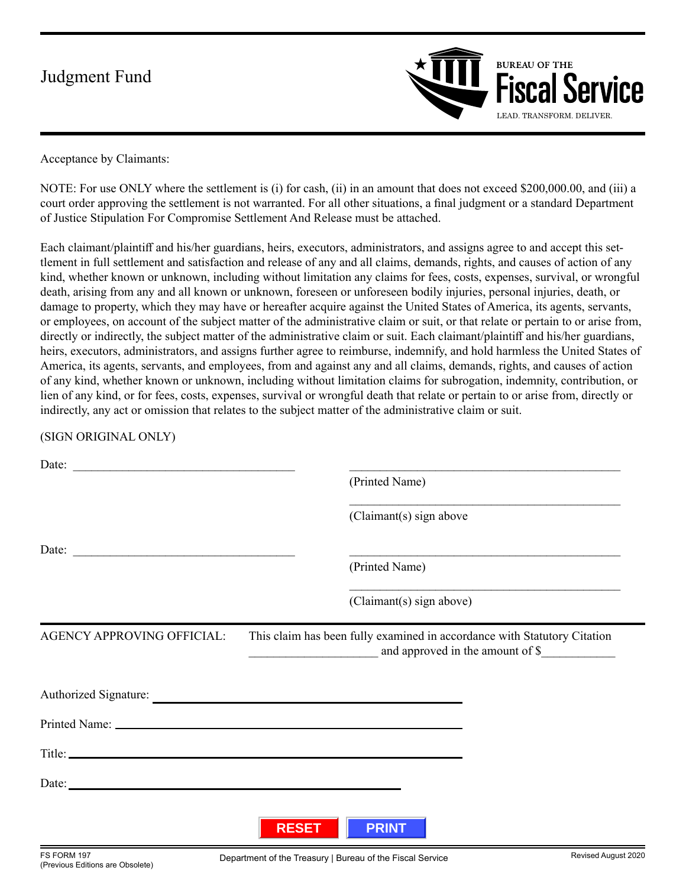# Judgment Fund

BUREAU OF THE
Fiscal Service
LEAD. TRANSFORM. DELIVER.

Acceptance by Claimants:

NOTE: For use ONLY where the settlement is (i) for cash, (ii) in an amount that does not exceed $200,000.00, and (iii) a court order approving the settlement is not warranted. For all other situations, a final judgment or a standard Department of Justice Stipulation For Compromise Settlement And Release must be attached.

Each claimant/plaintiff and his/her guardians, heirs, executors, administrators, and assigns agree to and accept this settlement in full settlement and satisfaction and release of any and all claims, demands, rights, and causes of action of any kind, whether known or unknown, including without limitation any claims for fees, costs, expenses, survival, or wrongful death, arising from any and all known or unknown, foreseen or unforeseen bodily injuries, personal injuries, death, or damage to property, which they may have or hereafter acquire against the United States of America, its agents, servants, or employees, on account of the subject matter of the administrative claim or suit, or that relate or pertain to or arise from, directly or indirectly, the subject matter of the administrative claim or suit. Each claimant/plaintiff and his/her guardians, heirs, executors, administrators, and assigns further agree to reimburse, indemnify, and hold harmless the United States of America, its agents, servants, and employees, from and against any and all claims, demands, rights, and causes of action of any kind, whether known or unknown, including without limitation claims for subrogation, indemnity, contribution, or lien of any kind, or for fees, costs, expenses, survival or wrongful death that relate or pertain to or arise from, directly or indirectly, any act or omission that relates to the subject matter of the administrative claim or suit.

(SIGN ORIGINAL ONLY)

Date: ___________________________________ &nbsp;&nbsp; ___________________________________________
(Printed Name)

___________________________________________
(Claimant(s) sign above

Date: ___________________________________ &nbsp;&nbsp; ___________________________________________
(Printed Name)

___________________________________________
(Claimant(s) sign above)

---

AGENCY APPROVING OFFICIAL: This claim has been fully examined in accordance with Statutory Citation ____________________ and approved in the amount of $___________

Authorized Signature: ___________________________________________

Printed Name: ___________________________________________

Title: ___________________________________________

Date: ___________________________________________

RESET &nbsp;&nbsp; PRINT

FS FORM 197
(Previous Editions are Obsolete)

Department of the Treasury | Bureau of the Fiscal Service

Revised August 2020